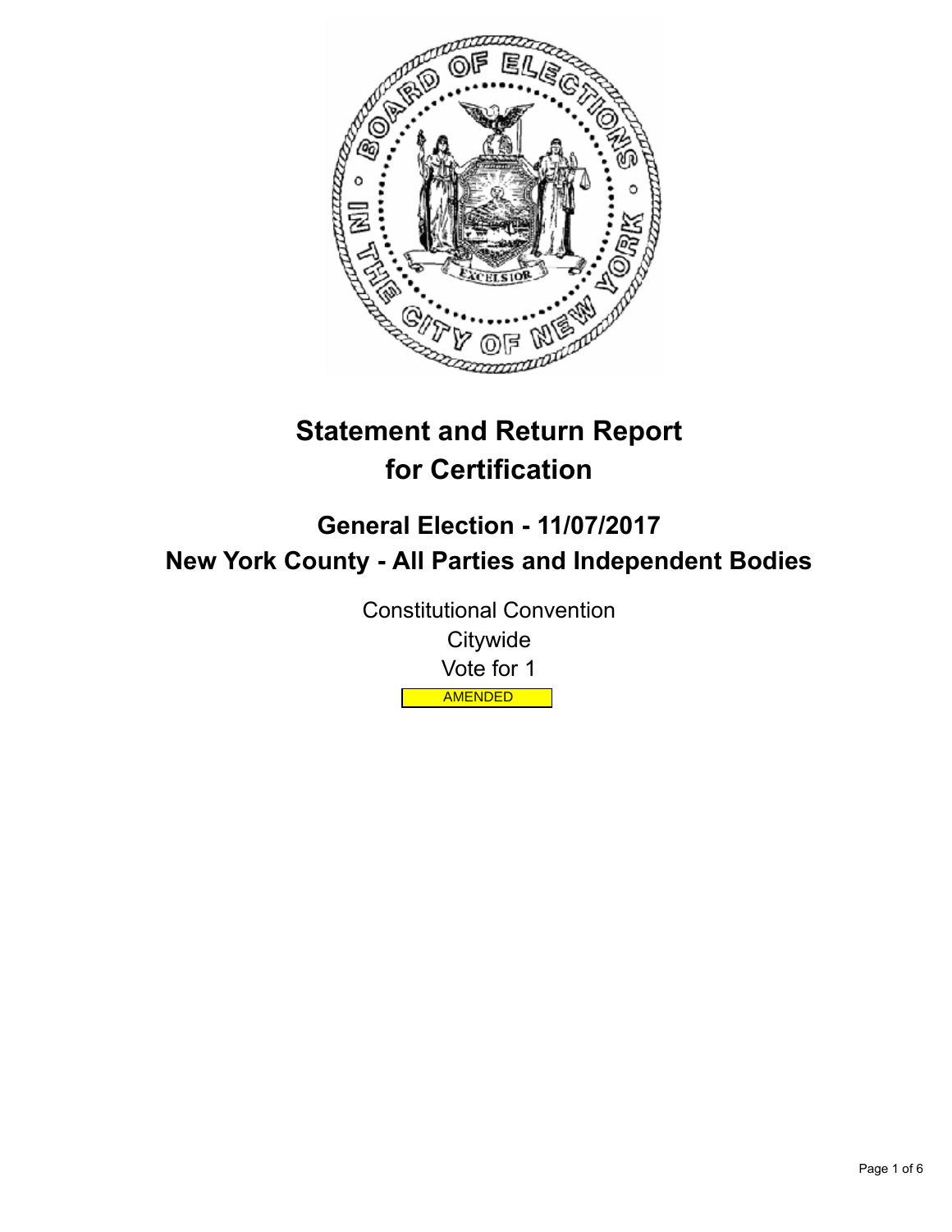# Statement and Return Report for Certification

## General Election - 11/07/2017

## New York County - All Parties and Independent Bodies

Constitutional Convention

Citywide

Vote for 1

AMENDED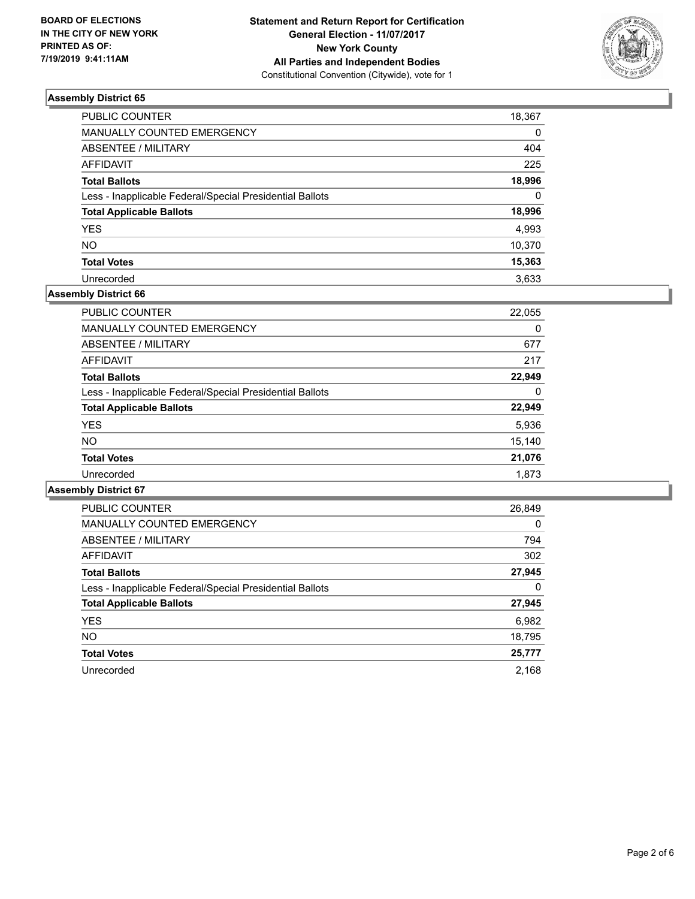BOARD OF ELECTIONS
IN THE CITY OF NEW YORK
PRINTED AS OF:
7/19/2019 9:41:11AM

**Statement and Return Report for Certification**
**General Election - 11/07/2017**
**New York County**
**All Parties and Independent Bodies**
Constitutional Convention (Citywide), vote for 1

### Assembly District 65

| | |
|---|---|
| PUBLIC COUNTER | 18,367 |
| MANUALLY COUNTED EMERGENCY | 0 |
| ABSENTEE / MILITARY | 404 |
| AFFIDAVIT | 225 |
| **Total Ballots** | **18,996** |
| Less - Inapplicable Federal/Special Presidential Ballots | 0 |
| **Total Applicable Ballots** | **18,996** |
| YES | 4,993 |
| NO | 10,370 |
| **Total Votes** | **15,363** |
| Unrecorded | 3,633 |

### Assembly District 66

| | |
|---|---|
| PUBLIC COUNTER | 22,055 |
| MANUALLY COUNTED EMERGENCY | 0 |
| ABSENTEE / MILITARY | 677 |
| AFFIDAVIT | 217 |
| **Total Ballots** | **22,949** |
| Less - Inapplicable Federal/Special Presidential Ballots | 0 |
| **Total Applicable Ballots** | **22,949** |
| YES | 5,936 |
| NO | 15,140 |
| **Total Votes** | **21,076** |
| Unrecorded | 1,873 |

### Assembly District 67

| | |
|---|---|
| PUBLIC COUNTER | 26,849 |
| MANUALLY COUNTED EMERGENCY | 0 |
| ABSENTEE / MILITARY | 794 |
| AFFIDAVIT | 302 |
| **Total Ballots** | **27,945** |
| Less - Inapplicable Federal/Special Presidential Ballots | 0 |
| **Total Applicable Ballots** | **27,945** |
| YES | 6,982 |
| NO | 18,795 |
| **Total Votes** | **25,777** |
| Unrecorded | 2,168 |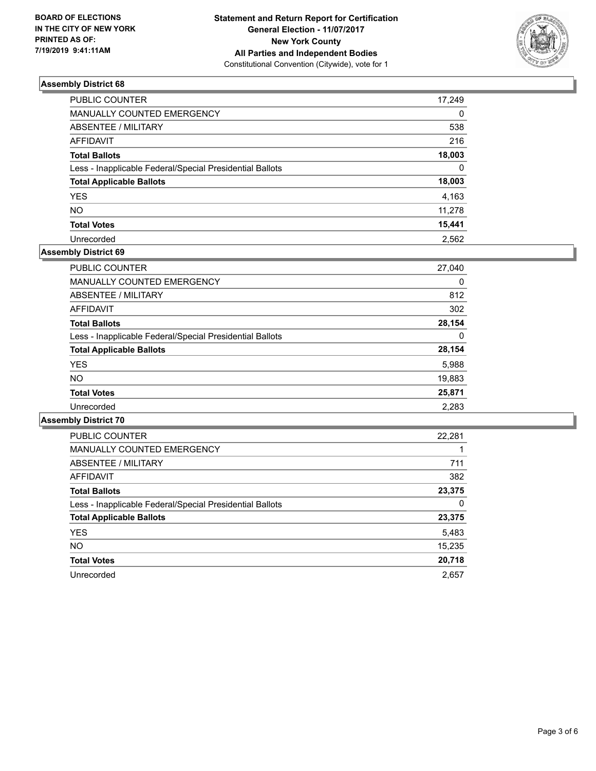BOARD OF ELECTIONS
IN THE CITY OF NEW YORK
PRINTED AS OF:
7/19/2019 9:41:11AM

**Statement and Return Report for Certification**
**General Election - 11/07/2017**
**New York County**
**All Parties and Independent Bodies**
Constitutional Convention (Citywide), vote for 1

### Assembly District 68

| | |
|---|---|
| PUBLIC COUNTER | 17,249 |
| MANUALLY COUNTED EMERGENCY | 0 |
| ABSENTEE / MILITARY | 538 |
| AFFIDAVIT | 216 |
| **Total Ballots** | **18,003** |
| Less - Inapplicable Federal/Special Presidential Ballots | 0 |
| **Total Applicable Ballots** | **18,003** |
| YES | 4,163 |
| NO | 11,278 |
| **Total Votes** | **15,441** |
| Unrecorded | 2,562 |

### Assembly District 69

| | |
|---|---|
| PUBLIC COUNTER | 27,040 |
| MANUALLY COUNTED EMERGENCY | 0 |
| ABSENTEE / MILITARY | 812 |
| AFFIDAVIT | 302 |
| **Total Ballots** | **28,154** |
| Less - Inapplicable Federal/Special Presidential Ballots | 0 |
| **Total Applicable Ballots** | **28,154** |
| YES | 5,988 |
| NO | 19,883 |
| **Total Votes** | **25,871** |
| Unrecorded | 2,283 |

### Assembly District 70

| | |
|---|---|
| PUBLIC COUNTER | 22,281 |
| MANUALLY COUNTED EMERGENCY | 1 |
| ABSENTEE / MILITARY | 711 |
| AFFIDAVIT | 382 |
| **Total Ballots** | **23,375** |
| Less - Inapplicable Federal/Special Presidential Ballots | 0 |
| **Total Applicable Ballots** | **23,375** |
| YES | 5,483 |
| NO | 15,235 |
| **Total Votes** | **20,718** |
| Unrecorded | 2,657 |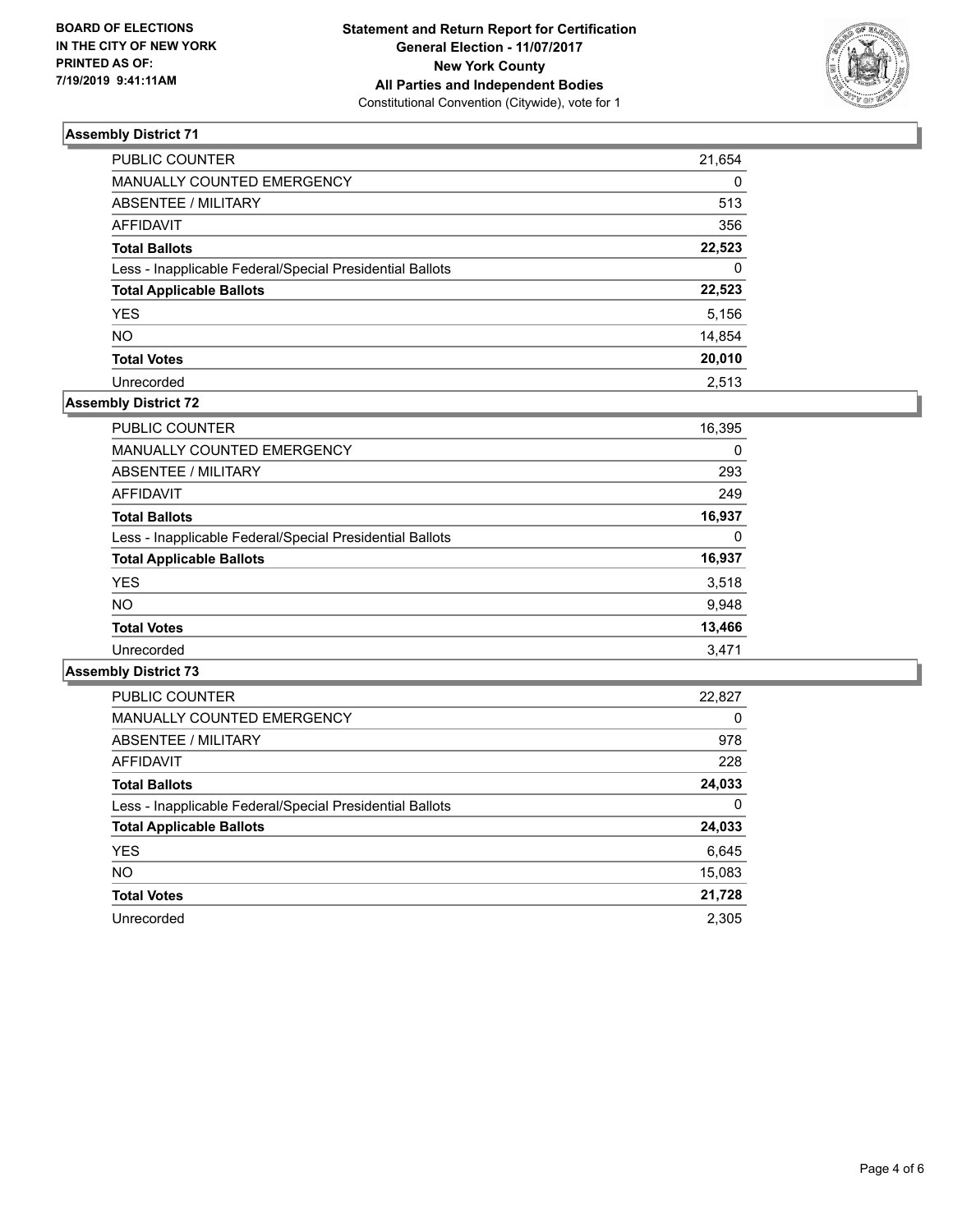**BOARD OF ELECTIONS IN THE CITY OF NEW YORK PRINTED AS OF: 7/19/2019 9:41:11AM**

**Statement and Return Report for Certification**
**General Election - 11/07/2017**
**New York County**
**All Parties and Independent Bodies**
Constitutional Convention (Citywide), vote for 1

### Assembly District 71

| | |
|---|---|
| PUBLIC COUNTER | 21,654 |
| MANUALLY COUNTED EMERGENCY | 0 |
| ABSENTEE / MILITARY | 513 |
| AFFIDAVIT | 356 |
| **Total Ballots** | **22,523** |
| Less - Inapplicable Federal/Special Presidential Ballots | 0 |
| **Total Applicable Ballots** | **22,523** |
| YES | 5,156 |
| NO | 14,854 |
| **Total Votes** | **20,010** |
| Unrecorded | 2,513 |

### Assembly District 72

| | |
|---|---|
| PUBLIC COUNTER | 16,395 |
| MANUALLY COUNTED EMERGENCY | 0 |
| ABSENTEE / MILITARY | 293 |
| AFFIDAVIT | 249 |
| **Total Ballots** | **16,937** |
| Less - Inapplicable Federal/Special Presidential Ballots | 0 |
| **Total Applicable Ballots** | **16,937** |
| YES | 3,518 |
| NO | 9,948 |
| **Total Votes** | **13,466** |
| Unrecorded | 3,471 |

### Assembly District 73

| | |
|---|---|
| PUBLIC COUNTER | 22,827 |
| MANUALLY COUNTED EMERGENCY | 0 |
| ABSENTEE / MILITARY | 978 |
| AFFIDAVIT | 228 |
| **Total Ballots** | **24,033** |
| Less - Inapplicable Federal/Special Presidential Ballots | 0 |
| **Total Applicable Ballots** | **24,033** |
| YES | 6,645 |
| NO | 15,083 |
| **Total Votes** | **21,728** |
| Unrecorded | 2,305 |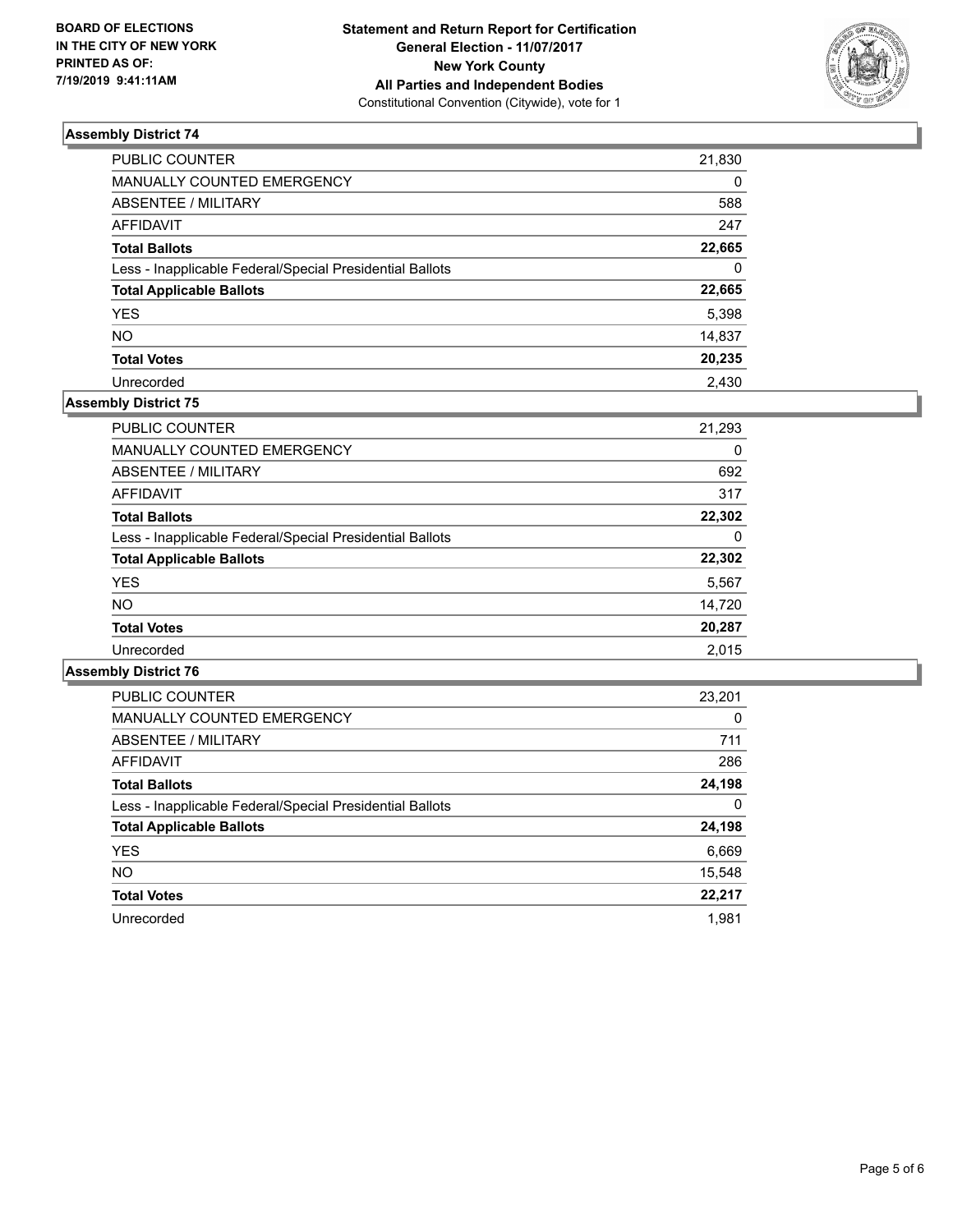**BOARD OF ELECTIONS IN THE CITY OF NEW YORK PRINTED AS OF: 7/19/2019 9:41:11AM**

**Statement and Return Report for Certification General Election - 11/07/2017 New York County All Parties and Independent Bodies**
Constitutional Convention (Citywide), vote for 1

### Assembly District 74

| | |
|---|---|
| PUBLIC COUNTER | 21,830 |
| MANUALLY COUNTED EMERGENCY | 0 |
| ABSENTEE / MILITARY | 588 |
| AFFIDAVIT | 247 |
| **Total Ballots** | **22,665** |
| Less - Inapplicable Federal/Special Presidential Ballots | 0 |
| **Total Applicable Ballots** | **22,665** |
| YES | 5,398 |
| NO | 14,837 |
| **Total Votes** | **20,235** |
| Unrecorded | 2,430 |

### Assembly District 75

| | |
|---|---|
| PUBLIC COUNTER | 21,293 |
| MANUALLY COUNTED EMERGENCY | 0 |
| ABSENTEE / MILITARY | 692 |
| AFFIDAVIT | 317 |
| **Total Ballots** | **22,302** |
| Less - Inapplicable Federal/Special Presidential Ballots | 0 |
| **Total Applicable Ballots** | **22,302** |
| YES | 5,567 |
| NO | 14,720 |
| **Total Votes** | **20,287** |
| Unrecorded | 2,015 |

### Assembly District 76

| | |
|---|---|
| PUBLIC COUNTER | 23,201 |
| MANUALLY COUNTED EMERGENCY | 0 |
| ABSENTEE / MILITARY | 711 |
| AFFIDAVIT | 286 |
| **Total Ballots** | **24,198** |
| Less - Inapplicable Federal/Special Presidential Ballots | 0 |
| **Total Applicable Ballots** | **24,198** |
| YES | 6,669 |
| NO | 15,548 |
| **Total Votes** | **22,217** |
| Unrecorded | 1,981 |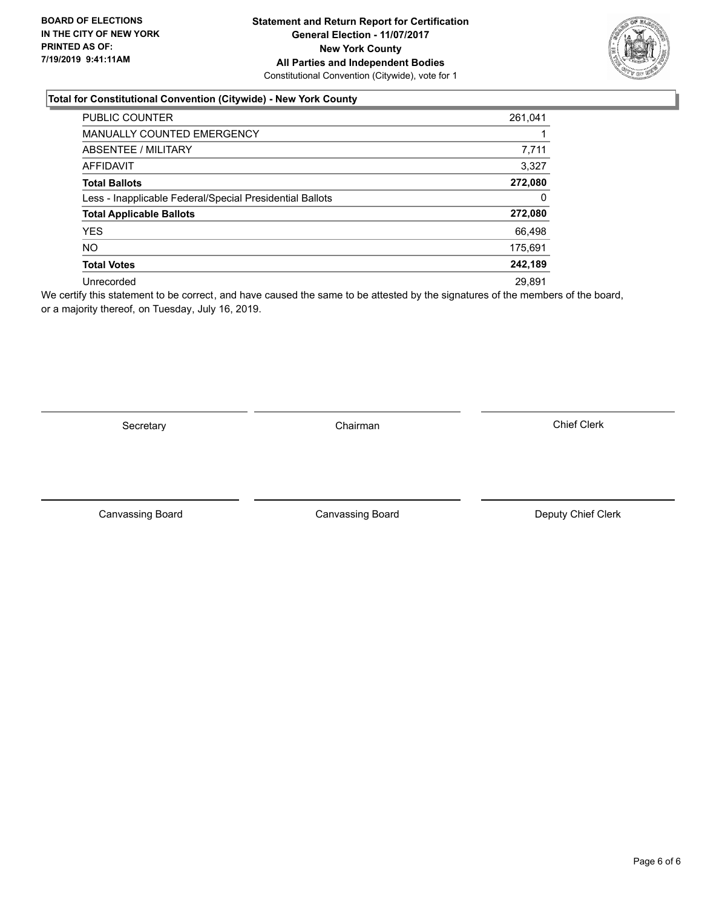**BOARD OF ELECTIONS IN THE CITY OF NEW YORK PRINTED AS OF: 7/19/2019 9:41:11AM**

**Statement and Return Report for Certification General Election - 11/07/2017 New York County All Parties and Independent Bodies**
Constitutional Convention (Citywide), vote for 1

### Total for Constitutional Convention (Citywide) - New York County

| | |
|---|---|
| PUBLIC COUNTER | 261,041 |
| MANUALLY COUNTED EMERGENCY | 1 |
| ABSENTEE / MILITARY | 7,711 |
| AFFIDAVIT | 3,327 |
| **Total Ballots** | **272,080** |
| Less - Inapplicable Federal/Special Presidential Ballots | 0 |
| **Total Applicable Ballots** | **272,080** |
| YES | 66,498 |
| NO | 175,691 |
| **Total Votes** | **242,189** |
| Unrecorded | 29,891 |

We certify this statement to be correct, and have caused the same to be attested by the signatures of the members of the board, or a majority thereof, on Tuesday, July 16, 2019.

Secretary

Chairman

Chief Clerk

Canvassing Board

Canvassing Board

Deputy Chief Clerk